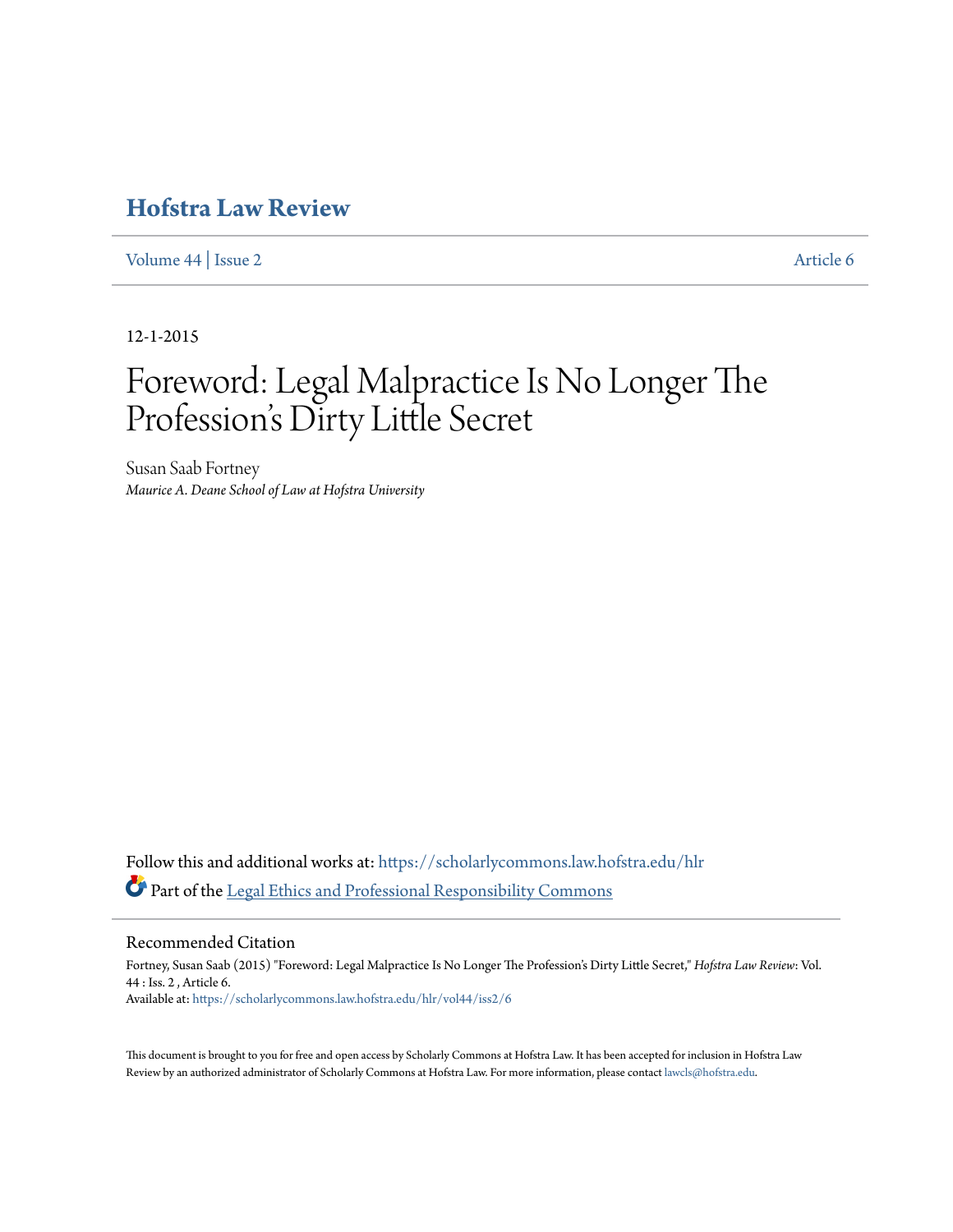# Hofstra Law Review

Volume 44 | Issue 2 Article 6

12-1-2015

# Foreword: Legal Malpractice Is No Longer The Profession's Dirty Little Secret

Susan Saab Fortney
*Maurice A. Deane School of Law at Hofstra University*

Follow this and additional works at: https://scholarlycommons.law.hofstra.edu/hlr

Part of the Legal Ethics and Professional Responsibility Commons

## Recommended Citation

Fortney, Susan Saab (2015) "Foreword: Legal Malpractice Is No Longer The Profession's Dirty Little Secret," *Hofstra Law Review*: Vol. 44 : Iss. 2 , Article 6.
Available at: https://scholarlycommons.law.hofstra.edu/hlr/vol44/iss2/6

This document is brought to you for free and open access by Scholarly Commons at Hofstra Law. It has been accepted for inclusion in Hofstra Law Review by an authorized administrator of Scholarly Commons at Hofstra Law. For more information, please contact lawcls@hofstra.edu.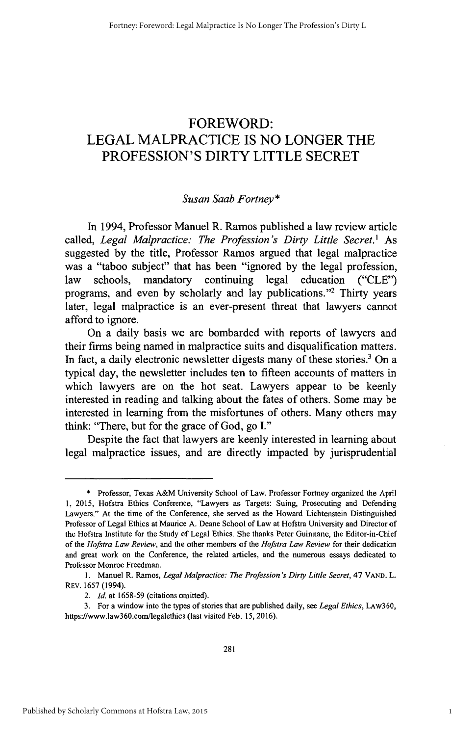# FOREWORD: LEGAL MALPRACTICE IS NO LONGER THE PROFESSION'S DIRTY LITTLE SECRET

*Susan Saab Fortney\**

In 1994, Professor Manuel R. Ramos published a law review article called, *Legal Malpractice: The Profession's Dirty Little Secret.*[1] As suggested by the title, Professor Ramos argued that legal malpractice was a "taboo subject" that has been "ignored by the legal profession, law schools, mandatory continuing legal education ("CLE") programs, and even by scholarly and lay publications."[2] Thirty years later, legal malpractice is an ever-present threat that lawyers cannot afford to ignore.

On a daily basis we are bombarded with reports of lawyers and their firms being named in malpractice suits and disqualification matters. In fact, a daily electronic newsletter digests many of these stories.[3] On a typical day, the newsletter includes ten to fifteen accounts of matters in which lawyers are on the hot seat. Lawyers appear to be keenly interested in reading and talking about the fates of others. Some may be interested in learning from the misfortunes of others. Many others may think: "There, but for the grace of God, go I."

Despite the fact that lawyers are keenly interested in learning about legal malpractice issues, and are directly impacted by jurisprudential

---

\* Professor, Texas A&M University School of Law. Professor Fortney organized the April 1, 2015, Hofstra Ethics Conference, "Lawyers as Targets: Suing, Prosecuting and Defending Lawyers." At the time of the Conference, she served as the Howard Lichtenstein Distinguished Professor of Legal Ethics at Maurice A. Deane School of Law at Hofstra University and Director of the Hofstra Institute for the Study of Legal Ethics. She thanks Peter Guinnane, the Editor-in-Chief of the *Hofstra Law Review*, and the other members of the *Hofstra Law Review* for their dedication and great work on the Conference, the related articles, and the numerous essays dedicated to Professor Monroe Freedman.

1. Manuel R. Ramos, *Legal Malpractice: The Profession's Dirty Little Secret*, 47 VAND. L. REV. 1657 (1994).

2. *Id.* at 1658-59 (citations omitted).

3. For a window into the types of stories that are published daily, see *Legal Ethics*, LAW360, https://www.law360.com/legalethics (last visited Feb. 15, 2016).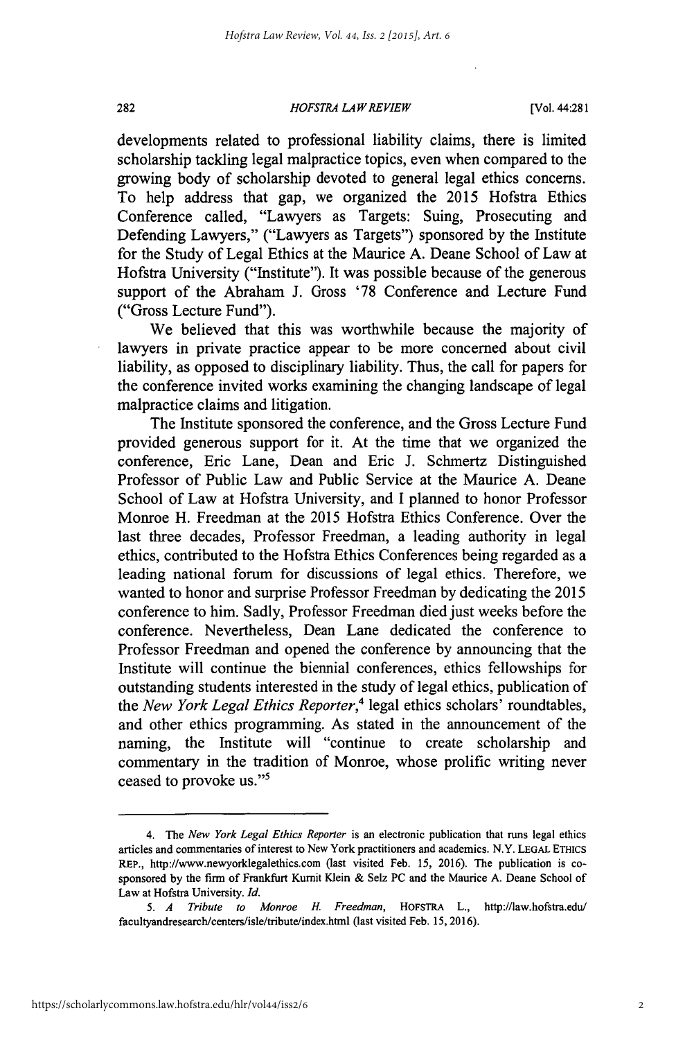developments related to professional liability claims, there is limited scholarship tackling legal malpractice topics, even when compared to the growing body of scholarship devoted to general legal ethics concerns. To help address that gap, we organized the 2015 Hofstra Ethics Conference called, "Lawyers as Targets: Suing, Prosecuting and Defending Lawyers," ("Lawyers as Targets") sponsored by the Institute for the Study of Legal Ethics at the Maurice A. Deane School of Law at Hofstra University ("Institute"). It was possible because of the generous support of the Abraham J. Gross '78 Conference and Lecture Fund ("Gross Lecture Fund").

We believed that this was worthwhile because the majority of lawyers in private practice appear to be more concerned about civil liability, as opposed to disciplinary liability. Thus, the call for papers for the conference invited works examining the changing landscape of legal malpractice claims and litigation.

The Institute sponsored the conference, and the Gross Lecture Fund provided generous support for it. At the time that we organized the conference, Eric Lane, Dean and Eric J. Schmertz Distinguished Professor of Public Law and Public Service at the Maurice A. Deane School of Law at Hofstra University, and I planned to honor Professor Monroe H. Freedman at the 2015 Hofstra Ethics Conference. Over the last three decades, Professor Freedman, a leading authority in legal ethics, contributed to the Hofstra Ethics Conferences being regarded as a leading national forum for discussions of legal ethics. Therefore, we wanted to honor and surprise Professor Freedman by dedicating the 2015 conference to him. Sadly, Professor Freedman died just weeks before the conference. Nevertheless, Dean Lane dedicated the conference to Professor Freedman and opened the conference by announcing that the Institute will continue the biennial conferences, ethics fellowships for outstanding students interested in the study of legal ethics, publication of the *New York Legal Ethics Reporter*,[4] legal ethics scholars' roundtables, and other ethics programming. As stated in the announcement of the naming, the Institute will "continue to create scholarship and commentary in the tradition of Monroe, whose prolific writing never ceased to provoke us."[5]

---

4. The *New York Legal Ethics Reporter* is an electronic publication that runs legal ethics articles and commentaries of interest to New York practitioners and academics. N.Y. LEGAL ETHICS REP., http://www.newyorklegalethics.com (last visited Feb. 15, 2016). The publication is co-sponsored by the firm of Frankfurt Kurnit Klein & Selz PC and the Maurice A. Deane School of Law at Hofstra University. *Id.*

5. *A Tribute to Monroe H. Freedman*, HOFSTRA L., http://law.hofstra.edu/facultyandresearch/centers/isle/tribute/index.html (last visited Feb. 15, 2016).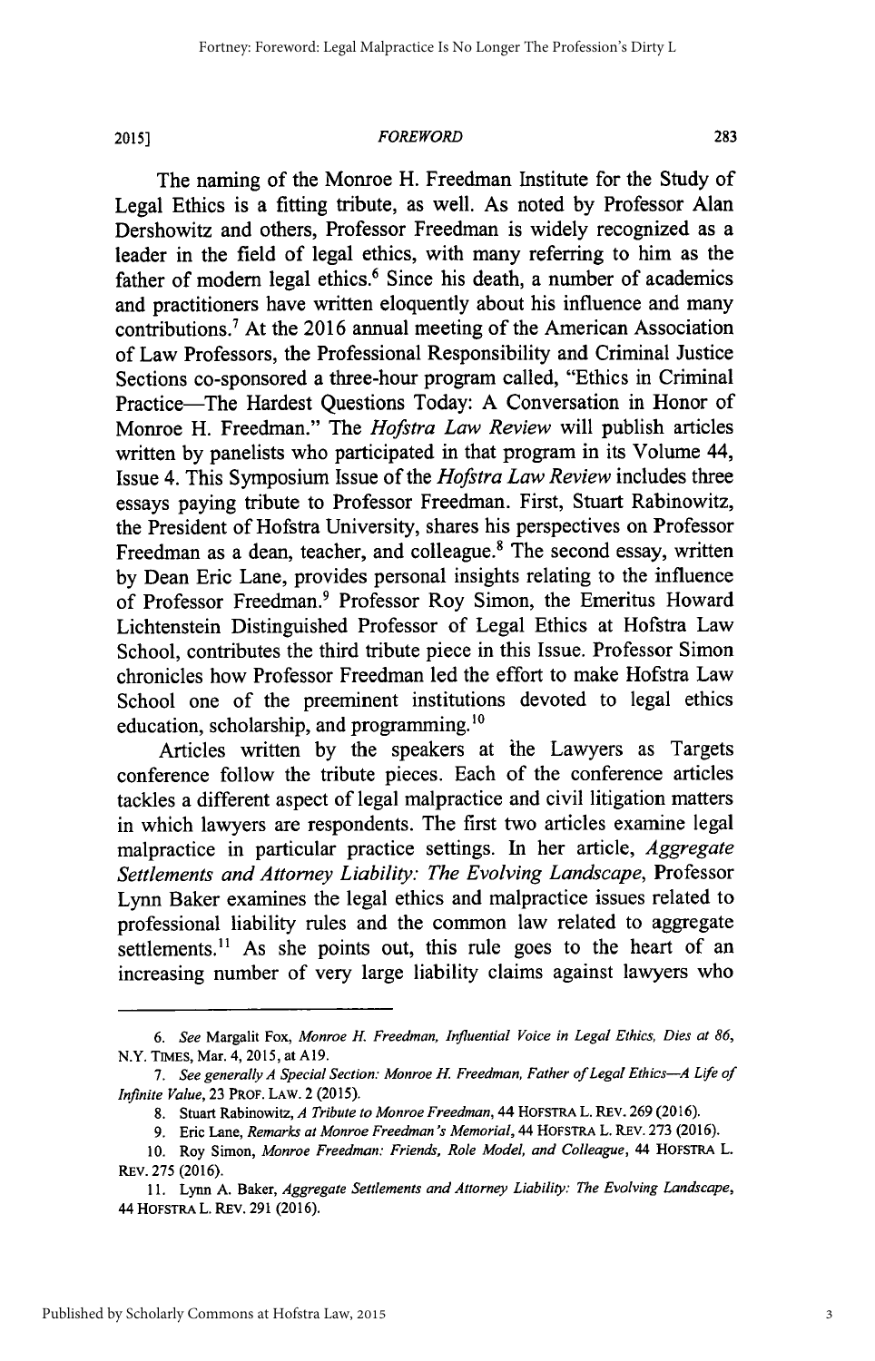The naming of the Monroe H. Freedman Institute for the Study of Legal Ethics is a fitting tribute, as well. As noted by Professor Alan Dershowitz and others, Professor Freedman is widely recognized as a leader in the field of legal ethics, with many referring to him as the father of modern legal ethics.[6] Since his death, a number of academics and practitioners have written eloquently about his influence and many contributions.[7] At the 2016 annual meeting of the American Association of Law Professors, the Professional Responsibility and Criminal Justice Sections co-sponsored a three-hour program called, "Ethics in Criminal Practice—The Hardest Questions Today: A Conversation in Honor of Monroe H. Freedman." The *Hofstra Law Review* will publish articles written by panelists who participated in that program in its Volume 44, Issue 4. This Symposium Issue of the *Hofstra Law Review* includes three essays paying tribute to Professor Freedman. First, Stuart Rabinowitz, the President of Hofstra University, shares his perspectives on Professor Freedman as a dean, teacher, and colleague.[8] The second essay, written by Dean Eric Lane, provides personal insights relating to the influence of Professor Freedman.[9] Professor Roy Simon, the Emeritus Howard Lichtenstein Distinguished Professor of Legal Ethics at Hofstra Law School, contributes the third tribute piece in this Issue. Professor Simon chronicles how Professor Freedman led the effort to make Hofstra Law School one of the preeminent institutions devoted to legal ethics education, scholarship, and programming.[10]

Articles written by the speakers at the Lawyers as Targets conference follow the tribute pieces. Each of the conference articles tackles a different aspect of legal malpractice and civil litigation matters in which lawyers are respondents. The first two articles examine legal malpractice in particular practice settings. In her article, *Aggregate Settlements and Attorney Liability: The Evolving Landscape*, Professor Lynn Baker examines the legal ethics and malpractice issues related to professional liability rules and the common law related to aggregate settlements.[11] As she points out, this rule goes to the heart of an increasing number of very large liability claims against lawyers who

---

6. *See* Margalit Fox, *Monroe H. Freedman, Influential Voice in Legal Ethics, Dies at 86*, N.Y. TIMES, Mar. 4, 2015, at A19.

7. *See generally A Special Section: Monroe H. Freedman, Father of Legal Ethics—A Life of Infinite Value*, 23 PROF. LAW. 2 (2015).

8. Stuart Rabinowitz, *A Tribute to Monroe Freedman*, 44 HOFSTRA L. REV. 269 (2016).

9. Eric Lane, *Remarks at Monroe Freedman's Memorial*, 44 HOFSTRA L. REV. 273 (2016).

10. Roy Simon, *Monroe Freedman: Friends, Role Model, and Colleague*, 44 HOFSTRA L. REV. 275 (2016).

11. Lynn A. Baker, *Aggregate Settlements and Attorney Liability: The Evolving Landscape*, 44 HOFSTRA L. REV. 291 (2016).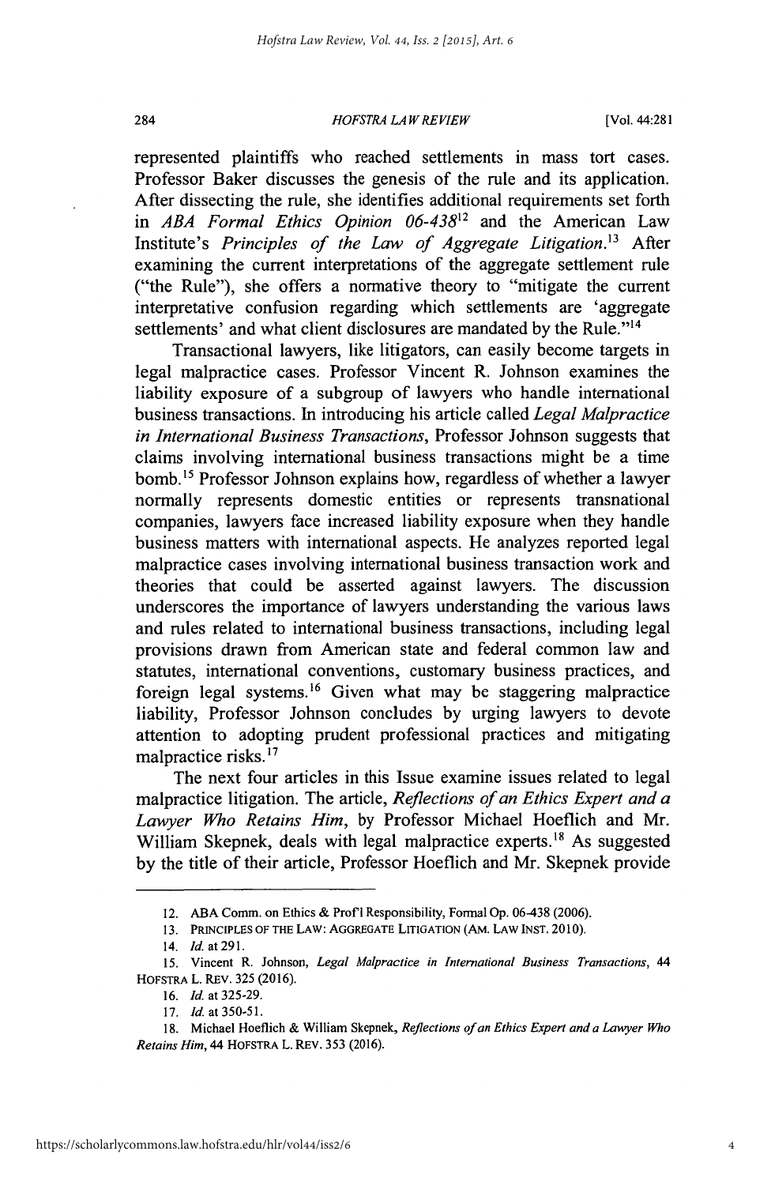represented plaintiffs who reached settlements in mass tort cases. Professor Baker discusses the genesis of the rule and its application. After dissecting the rule, she identifies additional requirements set forth in *ABA Formal Ethics Opinion 06-438*[12] and the American Law Institute's *Principles of the Law of Aggregate Litigation*.[13] After examining the current interpretations of the aggregate settlement rule ("the Rule"), she offers a normative theory to "mitigate the current interpretative confusion regarding which settlements are 'aggregate settlements' and what client disclosures are mandated by the Rule."[14]

Transactional lawyers, like litigators, can easily become targets in legal malpractice cases. Professor Vincent R. Johnson examines the liability exposure of a subgroup of lawyers who handle international business transactions. In introducing his article called *Legal Malpractice in International Business Transactions*, Professor Johnson suggests that claims involving international business transactions might be a time bomb.[15] Professor Johnson explains how, regardless of whether a lawyer normally represents domestic entities or represents transnational companies, lawyers face increased liability exposure when they handle business matters with international aspects. He analyzes reported legal malpractice cases involving international business transaction work and theories that could be asserted against lawyers. The discussion underscores the importance of lawyers understanding the various laws and rules related to international business transactions, including legal provisions drawn from American state and federal common law and statutes, international conventions, customary business practices, and foreign legal systems.[16] Given what may be staggering malpractice liability, Professor Johnson concludes by urging lawyers to devote attention to adopting prudent professional practices and mitigating malpractice risks.[17]

The next four articles in this Issue examine issues related to legal malpractice litigation. The article, *Reflections of an Ethics Expert and a Lawyer Who Retains Him*, by Professor Michael Hoeflich and Mr. William Skepnek, deals with legal malpractice experts.[18] As suggested by the title of their article, Professor Hoeflich and Mr. Skepnek provide

---

12. ABA Comm. on Ethics & Prof'l Responsibility, Formal Op. 06-438 (2006).

13. PRINCIPLES OF THE LAW: AGGREGATE LITIGATION (AM. LAW INST. 2010).

14. *Id.* at 291.

15. Vincent R. Johnson, *Legal Malpractice in International Business Transactions*, 44 HOFSTRA L. REV. 325 (2016).

16. *Id.* at 325-29.

17. *Id.* at 350-51.

18. Michael Hoeflich & William Skepnek, *Reflections of an Ethics Expert and a Lawyer Who Retains Him*, 44 HOFSTRA L. REV. 353 (2016).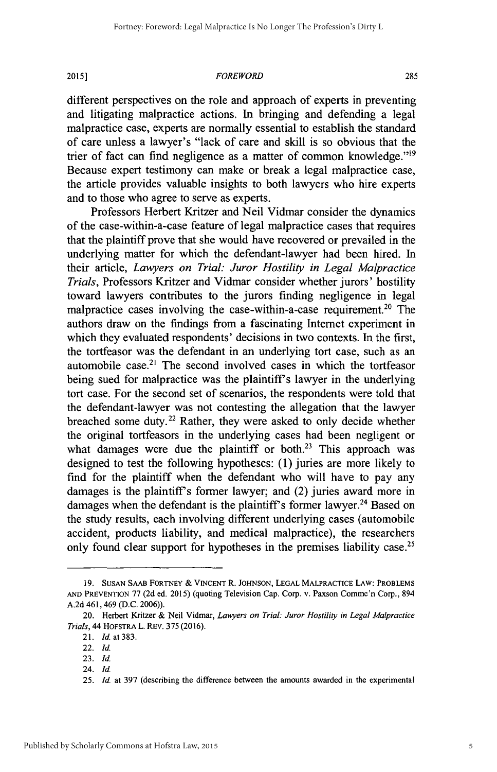different perspectives on the role and approach of experts in preventing and litigating malpractice actions. In bringing and defending a legal malpractice case, experts are normally essential to establish the standard of care unless a lawyer's "lack of care and skill is so obvious that the trier of fact can find negligence as a matter of common knowledge."[19] Because expert testimony can make or break a legal malpractice case, the article provides valuable insights to both lawyers who hire experts and to those who agree to serve as experts.

Professors Herbert Kritzer and Neil Vidmar consider the dynamics of the case-within-a-case feature of legal malpractice cases that requires that the plaintiff prove that she would have recovered or prevailed in the underlying matter for which the defendant-lawyer had been hired. In their article, *Lawyers on Trial: Juror Hostility in Legal Malpractice Trials*, Professors Kritzer and Vidmar consider whether jurors' hostility toward lawyers contributes to the jurors finding negligence in legal malpractice cases involving the case-within-a-case requirement.[20] The authors draw on the findings from a fascinating Internet experiment in which they evaluated respondents' decisions in two contexts. In the first, the tortfeasor was the defendant in an underlying tort case, such as an automobile case.[21] The second involved cases in which the tortfeasor being sued for malpractice was the plaintiff's lawyer in the underlying tort case. For the second set of scenarios, the respondents were told that the defendant-lawyer was not contesting the allegation that the lawyer breached some duty.[22] Rather, they were asked to only decide whether the original tortfeasors in the underlying cases had been negligent or what damages were due the plaintiff or both.[23] This approach was designed to test the following hypotheses: (1) juries are more likely to find for the plaintiff when the defendant who will have to pay any damages is the plaintiff's former lawyer; and (2) juries award more in damages when the defendant is the plaintiff's former lawyer.[24] Based on the study results, each involving different underlying cases (automobile accident, products liability, and medical malpractice), the researchers only found clear support for hypotheses in the premises liability case.[25]

---

19. SUSAN SAAB FORTNEY & VINCENT R. JOHNSON, LEGAL MALPRACTICE LAW: PROBLEMS AND PREVENTION 77 (2d ed. 2015) (quoting Television Cap. Corp. v. Paxson Commc'n Corp., 894 A.2d 461, 469 (D.C. 2006)).

20. Herbert Kritzer & Neil Vidmar, *Lawyers on Trial: Juror Hostility in Legal Malpractice Trials*, 44 HOFSTRA L. REV. 375 (2016).

21. *Id.* at 383.

22. *Id.*

23. *Id.*

24. *Id.*

25. *Id.* at 397 (describing the difference between the amounts awarded in the experimental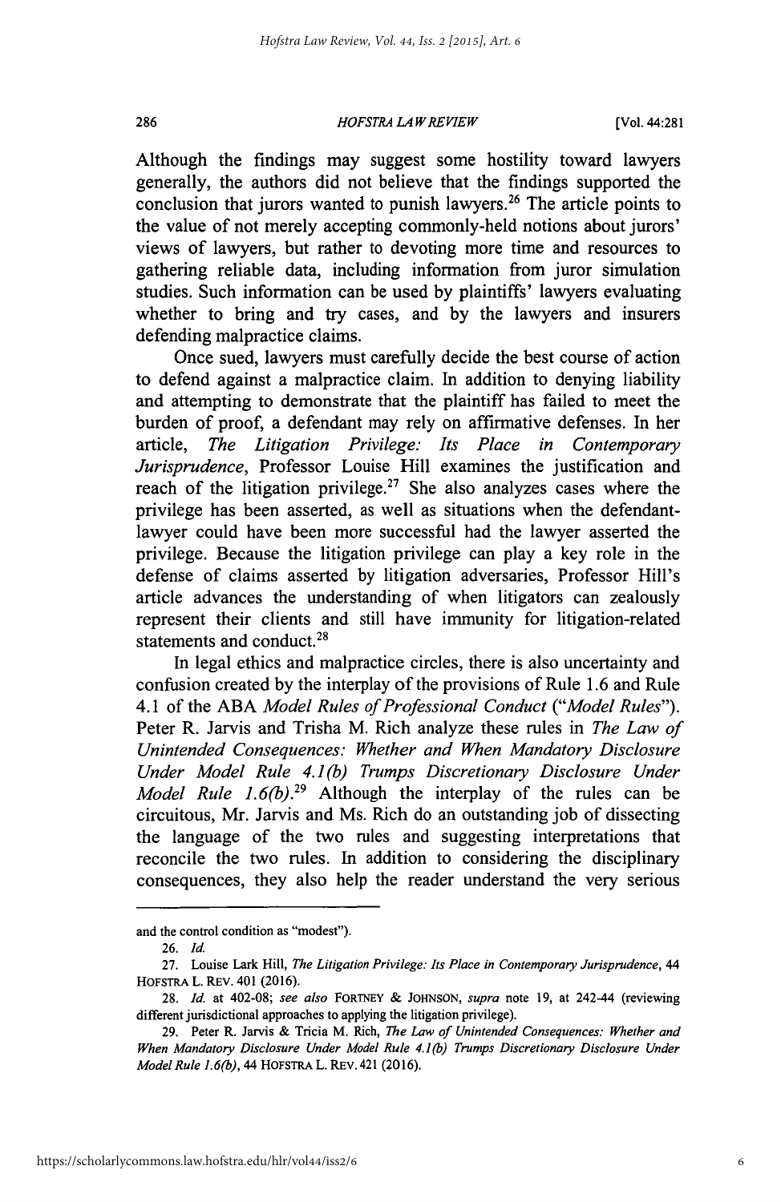Although the findings may suggest some hostility toward lawyers generally, the authors did not believe that the findings supported the conclusion that jurors wanted to punish lawyers.[26] The article points to the value of not merely accepting commonly-held notions about jurors' views of lawyers, but rather to devoting more time and resources to gathering reliable data, including information from juror simulation studies. Such information can be used by plaintiffs' lawyers evaluating whether to bring and try cases, and by the lawyers and insurers defending malpractice claims.

Once sued, lawyers must carefully decide the best course of action to defend against a malpractice claim. In addition to denying liability and attempting to demonstrate that the plaintiff has failed to meet the burden of proof, a defendant may rely on affirmative defenses. In her article, *The Litigation Privilege: Its Place in Contemporary Jurisprudence*, Professor Louise Hill examines the justification and reach of the litigation privilege.[27] She also analyzes cases where the privilege has been asserted, as well as situations when the defendant-lawyer could have been more successful had the lawyer asserted the privilege. Because the litigation privilege can play a key role in the defense of claims asserted by litigation adversaries, Professor Hill's article advances the understanding of when litigators can zealously represent their clients and still have immunity for litigation-related statements and conduct.[28]

In legal ethics and malpractice circles, there is also uncertainty and confusion created by the interplay of the provisions of Rule 1.6 and Rule 4.1 of the ABA *Model Rules of Professional Conduct* ("*Model Rules*"). Peter R. Jarvis and Trisha M. Rich analyze these rules in *The Law of Unintended Consequences: Whether and When Mandatory Disclosure Under Model Rule 4.1(b) Trumps Discretionary Disclosure Under Model Rule 1.6(b)*.[29] Although the interplay of the rules can be circuitous, Mr. Jarvis and Ms. Rich do an outstanding job of dissecting the language of the two rules and suggesting interpretations that reconcile the two rules. In addition to considering the disciplinary consequences, they also help the reader understand the very serious

---

and the control condition as "modest").

26. *Id.*

27. Louise Lark Hill, *The Litigation Privilege: Its Place in Contemporary Jurisprudence*, 44 HOFSTRA L. REV. 401 (2016).

28. *Id.* at 402-08; *see also* FORTNEY & JOHNSON, *supra* note 19, at 242-44 (reviewing different jurisdictional approaches to applying the litigation privilege).

29. Peter R. Jarvis & Tricia M. Rich, *The Law of Unintended Consequences: Whether and When Mandatory Disclosure Under Model Rule 4.1(b) Trumps Discretionary Disclosure Under Model Rule 1.6(b)*, 44 HOFSTRA L. REV. 421 (2016).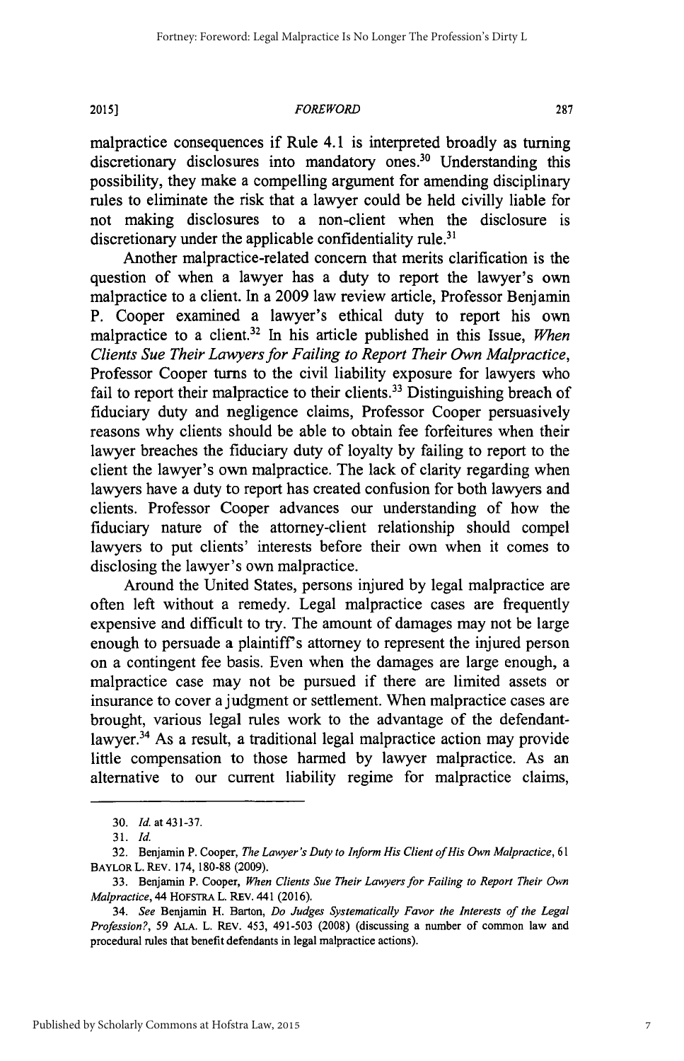malpractice consequences if Rule 4.1 is interpreted broadly as turning discretionary disclosures into mandatory ones.[30] Understanding this possibility, they make a compelling argument for amending disciplinary rules to eliminate the risk that a lawyer could be held civilly liable for not making disclosures to a non-client when the disclosure is discretionary under the applicable confidentiality rule.[31]

Another malpractice-related concern that merits clarification is the question of when a lawyer has a duty to report the lawyer's own malpractice to a client. In a 2009 law review article, Professor Benjamin P. Cooper examined a lawyer's ethical duty to report his own malpractice to a client.[32] In his article published in this Issue, *When Clients Sue Their Lawyers for Failing to Report Their Own Malpractice*, Professor Cooper turns to the civil liability exposure for lawyers who fail to report their malpractice to their clients.[33] Distinguishing breach of fiduciary duty and negligence claims, Professor Cooper persuasively reasons why clients should be able to obtain fee forfeitures when their lawyer breaches the fiduciary duty of loyalty by failing to report to the client the lawyer's own malpractice. The lack of clarity regarding when lawyers have a duty to report has created confusion for both lawyers and clients. Professor Cooper advances our understanding of how the fiduciary nature of the attorney-client relationship should compel lawyers to put clients' interests before their own when it comes to disclosing the lawyer's own malpractice.

Around the United States, persons injured by legal malpractice are often left without a remedy. Legal malpractice cases are frequently expensive and difficult to try. The amount of damages may not be large enough to persuade a plaintiff's attorney to represent the injured person on a contingent fee basis. Even when the damages are large enough, a malpractice case may not be pursued if there are limited assets or insurance to cover a judgment or settlement. When malpractice cases are brought, various legal rules work to the advantage of the defendant-lawyer.[34] As a result, a traditional legal malpractice action may provide little compensation to those harmed by lawyer malpractice. As an alternative to our current liability regime for malpractice claims,

---

30. *Id.* at 431-37.

31. *Id.*

32. Benjamin P. Cooper, *The Lawyer's Duty to Inform His Client of His Own Malpractice*, 61 BAYLOR L. REV. 174, 180-88 (2009).

33. Benjamin P. Cooper, *When Clients Sue Their Lawyers for Failing to Report Their Own Malpractice*, 44 HOFSTRA L. REV. 441 (2016).

34. *See* Benjamin H. Barton, *Do Judges Systematically Favor the Interests of the Legal Profession?*, 59 ALA. L. REV. 453, 491-503 (2008) (discussing a number of common law and procedural rules that benefit defendants in legal malpractice actions).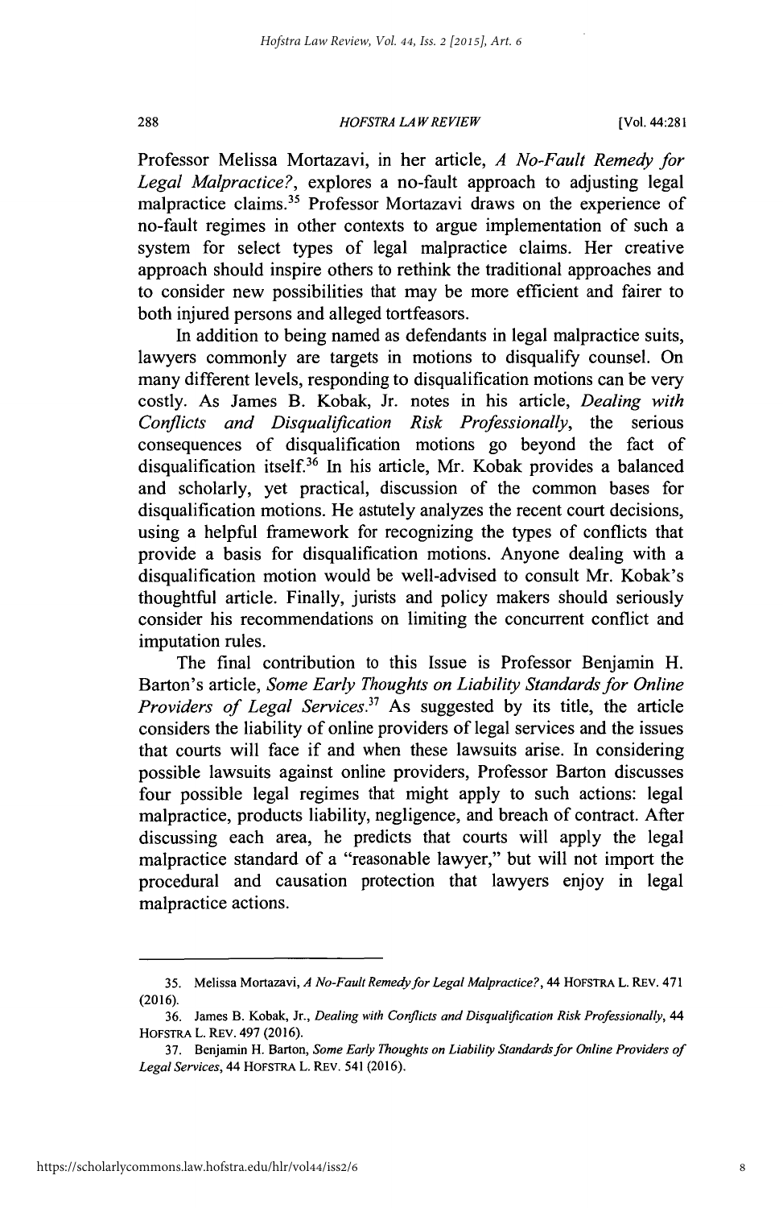Professor Melissa Mortazavi, in her article, *A No-Fault Remedy for Legal Malpractice?*, explores a no-fault approach to adjusting legal malpractice claims.[35] Professor Mortazavi draws on the experience of no-fault regimes in other contexts to argue implementation of such a system for select types of legal malpractice claims. Her creative approach should inspire others to rethink the traditional approaches and to consider new possibilities that may be more efficient and fairer to both injured persons and alleged tortfeasors.

In addition to being named as defendants in legal malpractice suits, lawyers commonly are targets in motions to disqualify counsel. On many different levels, responding to disqualification motions can be very costly. As James B. Kobak, Jr. notes in his article, *Dealing with Conflicts and Disqualification Risk Professionally*, the serious consequences of disqualification motions go beyond the fact of disqualification itself.[36] In his article, Mr. Kobak provides a balanced and scholarly, yet practical, discussion of the common bases for disqualification motions. He astutely analyzes the recent court decisions, using a helpful framework for recognizing the types of conflicts that provide a basis for disqualification motions. Anyone dealing with a disqualification motion would be well-advised to consult Mr. Kobak's thoughtful article. Finally, jurists and policy makers should seriously consider his recommendations on limiting the concurrent conflict and imputation rules.

The final contribution to this Issue is Professor Benjamin H. Barton's article, *Some Early Thoughts on Liability Standards for Online Providers of Legal Services*.[37] As suggested by its title, the article considers the liability of online providers of legal services and the issues that courts will face if and when these lawsuits arise. In considering possible lawsuits against online providers, Professor Barton discusses four possible legal regimes that might apply to such actions: legal malpractice, products liability, negligence, and breach of contract. After discussing each area, he predicts that courts will apply the legal malpractice standard of a "reasonable lawyer," but will not import the procedural and causation protection that lawyers enjoy in legal malpractice actions.

---

35. Melissa Mortazavi, *A No-Fault Remedy for Legal Malpractice?*, 44 HOFSTRA L. REV. 471 (2016).

36. James B. Kobak, Jr., *Dealing with Conflicts and Disqualification Risk Professionally*, 44 HOFSTRA L. REV. 497 (2016).

37. Benjamin H. Barton, *Some Early Thoughts on Liability Standards for Online Providers of Legal Services*, 44 HOFSTRA L. REV. 541 (2016).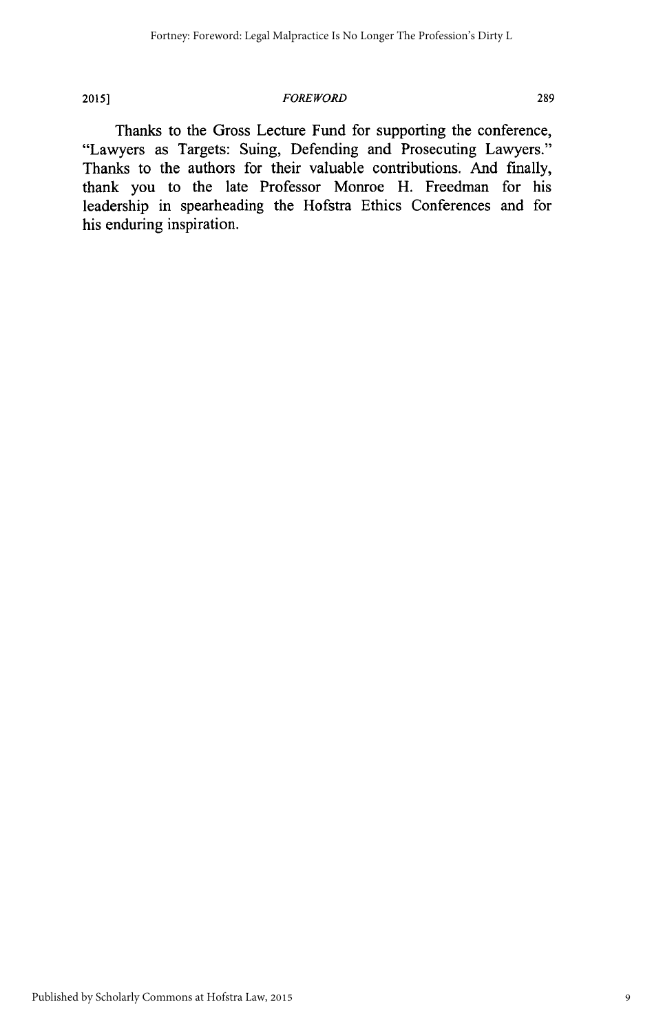Thanks to the Gross Lecture Fund for supporting the conference, "Lawyers as Targets: Suing, Defending and Prosecuting Lawyers." Thanks to the authors for their valuable contributions. And finally, thank you to the late Professor Monroe H. Freedman for his leadership in spearheading the Hofstra Ethics Conferences and for his enduring inspiration.